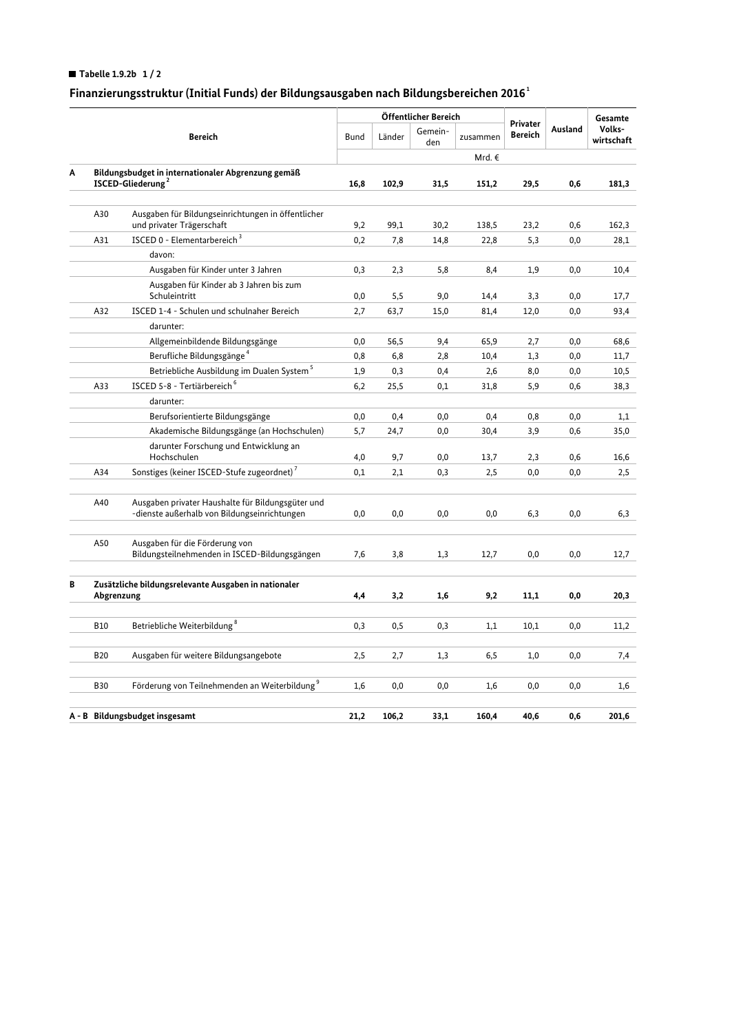**Tabelle 1.9.2b 1 / 2**

## Finanzierungsstruktur (Initial Funds) der Bildungsausgaben nach Bildungsbereichen 2016[1]

| | Bereich | Öffentlicher Bereich | | | | Privater Bereich | Ausland | Gesamte Volks-wirtschaft |
|---|---|---|---|---|---|---|---|---|
| | | Bund | Länder | Gemein-den | zusammen | | | |
| | | Mrd. € | | | | | | |
| **A** | **Bildungsbudget in internationaler Abgrenzung gemäß ISCED-Gliederung[2]** | **16,8** | **102,9** | **31,5** | **151,2** | **29,5** | **0,6** | **181,3** |
| A30 | Ausgaben für Bildungseinrichtungen in öffentlicher und privater Trägerschaft | 9,2 | 99,1 | 30,2 | 138,5 | 23,2 | 0,6 | 162,3 |
| A31 | ISCED 0 - Elementarbereich[3] | 0,2 | 7,8 | 14,8 | 22,8 | 5,3 | 0,0 | 28,1 |
| | davon: | | | | | | | |
| | Ausgaben für Kinder unter 3 Jahren | 0,3 | 2,3 | 5,8 | 8,4 | 1,9 | 0,0 | 10,4 |
| | Ausgaben für Kinder ab 3 Jahren bis zum Schuleintritt | 0,0 | 5,5 | 9,0 | 14,4 | 3,3 | 0,0 | 17,7 |
| A32 | ISCED 1-4 - Schulen und schulnaher Bereich | 2,7 | 63,7 | 15,0 | 81,4 | 12,0 | 0,0 | 93,4 |
| | darunter: | | | | | | | |
| | Allgemeinbildende Bildungsgänge | 0,0 | 56,5 | 9,4 | 65,9 | 2,7 | 0,0 | 68,6 |
| | Berufliche Bildungsgänge[4] | 0,8 | 6,8 | 2,8 | 10,4 | 1,3 | 0,0 | 11,7 |
| | Betriebliche Ausbildung im Dualen System[5] | 1,9 | 0,3 | 0,4 | 2,6 | 8,0 | 0,0 | 10,5 |
| A33 | ISCED 5-8 - Tertiärbereich[6] | 6,2 | 25,5 | 0,1 | 31,8 | 5,9 | 0,6 | 38,3 |
| | darunter: | | | | | | | |
| | Berufsorientierte Bildungsgänge | 0,0 | 0,4 | 0,0 | 0,4 | 0,8 | 0,0 | 1,1 |
| | Akademische Bildungsgänge (an Hochschulen) | 5,7 | 24,7 | 0,0 | 30,4 | 3,9 | 0,6 | 35,0 |
| | darunter Forschung und Entwicklung an Hochschulen | 4,0 | 9,7 | 0,0 | 13,7 | 2,3 | 0,6 | 16,6 |
| A34 | Sonstiges (keiner ISCED-Stufe zugeordnet)[7] | 0,1 | 2,1 | 0,3 | 2,5 | 0,0 | 0,0 | 2,5 |
| A40 | Ausgaben privater Haushalte für Bildungsgüter und -dienste außerhalb von Bildungseinrichtungen | 0,0 | 0,0 | 0,0 | 0,0 | 6,3 | 0,0 | 6,3 |
| A50 | Ausgaben für die Förderung von Bildungsteilnehmenden in ISCED-Bildungsgängen | 7,6 | 3,8 | 1,3 | 12,7 | 0,0 | 0,0 | 12,7 |
| **B** | **Zusätzliche bildungsrelevante Ausgaben in nationaler Abgrenzung** | **4,4** | **3,2** | **1,6** | **9,2** | **11,1** | **0,0** | **20,3** |
| B10 | Betriebliche Weiterbildung[8] | 0,3 | 0,5 | 0,3 | 1,1 | 10,1 | 0,0 | 11,2 |
| B20 | Ausgaben für weitere Bildungsangebote | 2,5 | 2,7 | 1,3 | 6,5 | 1,0 | 0,0 | 7,4 |
| B30 | Förderung von Teilnehmenden an Weiterbildung[9] | 1,6 | 0,0 | 0,0 | 1,6 | 0,0 | 0,0 | 1,6 |
| **A - B** | **Bildungsbudget insgesamt** | **21,2** | **106,2** | **33,1** | **160,4** | **40,6** | **0,6** | **201,6** |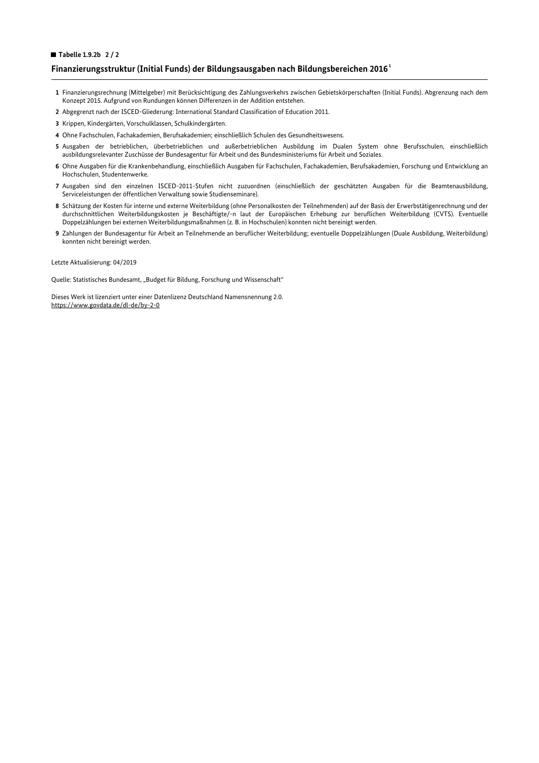**Tabelle 1.9.2b 2 / 2**

## Finanzierungsstruktur (Initial Funds) der Bildungsausgaben nach Bildungsbereichen 2016[1]

1 Finanzierungsrechnung (Mittelgeber) mit Berücksichtigung des Zahlungsverkehrs zwischen Gebietskörperschaften (Initial Funds). Abgrenzung nach dem Konzept 2015. Aufgrund von Rundungen können Differenzen in der Addition entstehen.

2 Abgegrenzt nach der ISCED-Gliederung: International Standard Classification of Education 2011.

3 Krippen, Kindergärten, Vorschulklassen, Schulkindergärten.

4 Ohne Fachschulen, Fachakademien, Berufsakademien; einschließlich Schulen des Gesundheitswesens.

5 Ausgaben der betrieblichen, überbetrieblichen und außerbetrieblichen Ausbildung im Dualen System ohne Berufsschulen, einschließlich ausbildungsrelevanter Zuschüsse der Bundesagentur für Arbeit und des Bundesministeriums für Arbeit und Soziales.

6 Ohne Ausgaben für die Krankenbehandlung, einschließlich Ausgaben für Fachschulen, Fachakademien, Berufsakademien, Forschung und Entwicklung an Hochschulen, Studentenwerke.

7 Ausgaben sind den einzelnen ISCED-2011-Stufen nicht zuzuordnen (einschließlich der geschätzten Ausgaben für die Beamtenausbildung, Serviceleistungen der öffentlichen Verwaltung sowie Studienseminare).

8 Schätzung der Kosten für interne und externe Weiterbildung (ohne Personalkosten der Teilnehmenden) auf der Basis der Erwerbstätigenrechnung und der durchschnittlichen Weiterbildungskosten je Beschäftigte/-n laut der Europäischen Erhebung zur beruflichen Weiterbildung (CVTS). Eventuelle Doppelzählungen bei externen Weiterbildungsmaßnahmen (z. B. in Hochschulen) konnten nicht bereinigt werden.

9 Zahlungen der Bundesagentur für Arbeit an Teilnehmende an beruflicher Weiterbildung; eventuelle Doppelzählungen (Duale Ausbildung, Weiterbildung) konnten nicht bereinigt werden.

Letzte Aktualisierung: 04/2019

Quelle: Statistisches Bundesamt, „Budget für Bildung, Forschung und Wissenschaft“

Dieses Werk ist lizenziert unter einer Datenlizenz Deutschland Namensnennung 2.0.
https://www.govdata.de/dl-de/by-2-0